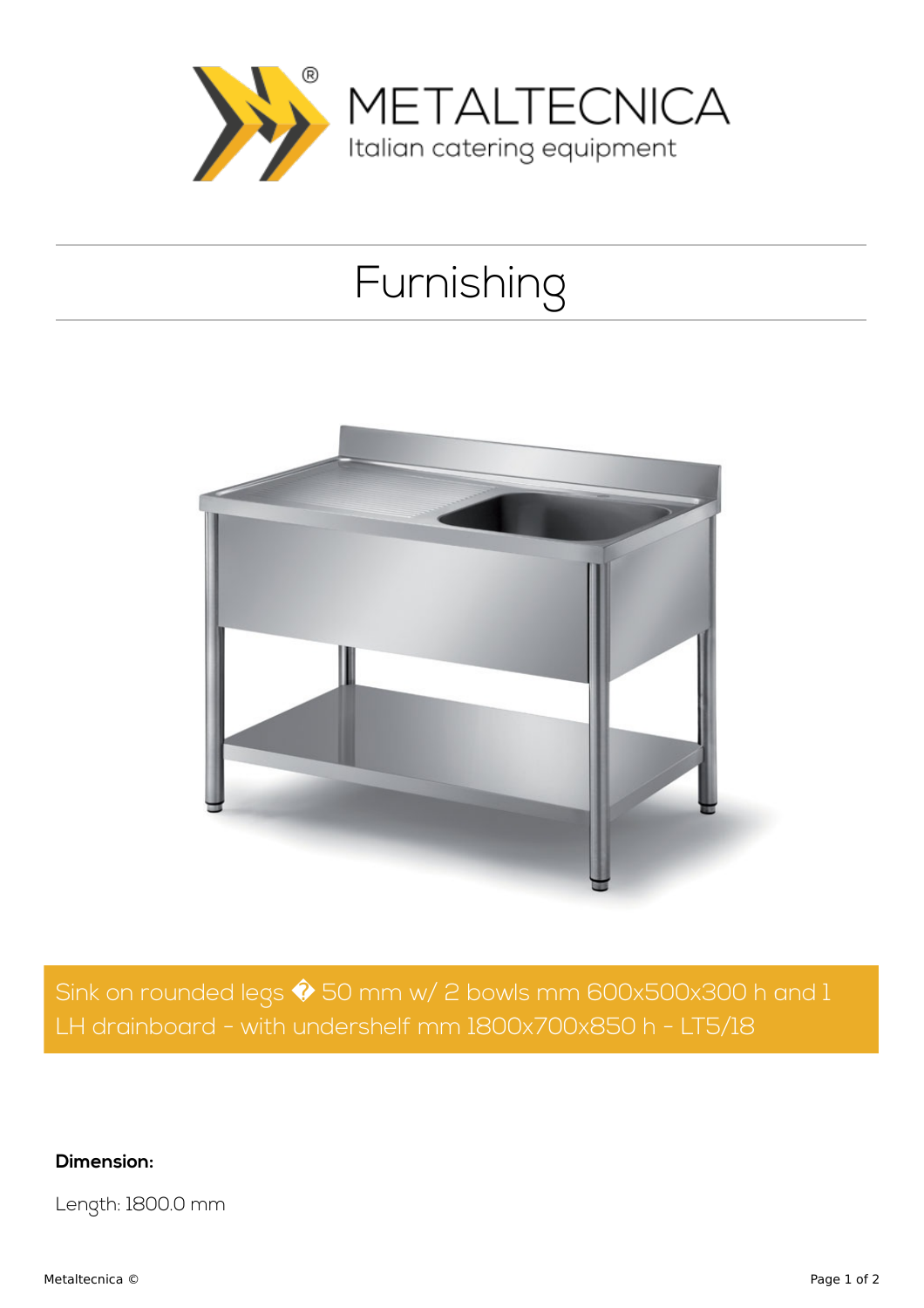METALTECNICA

Italian catering equipment

# Furnishing

Sink on rounded legs � 50 mm w/ 2 bowls mm 600x500x300 h and 1 LH drainboard - with undershelf mm 1800x700x850 h - LT5/18

**Dimension:**

Length: 1800.0 mm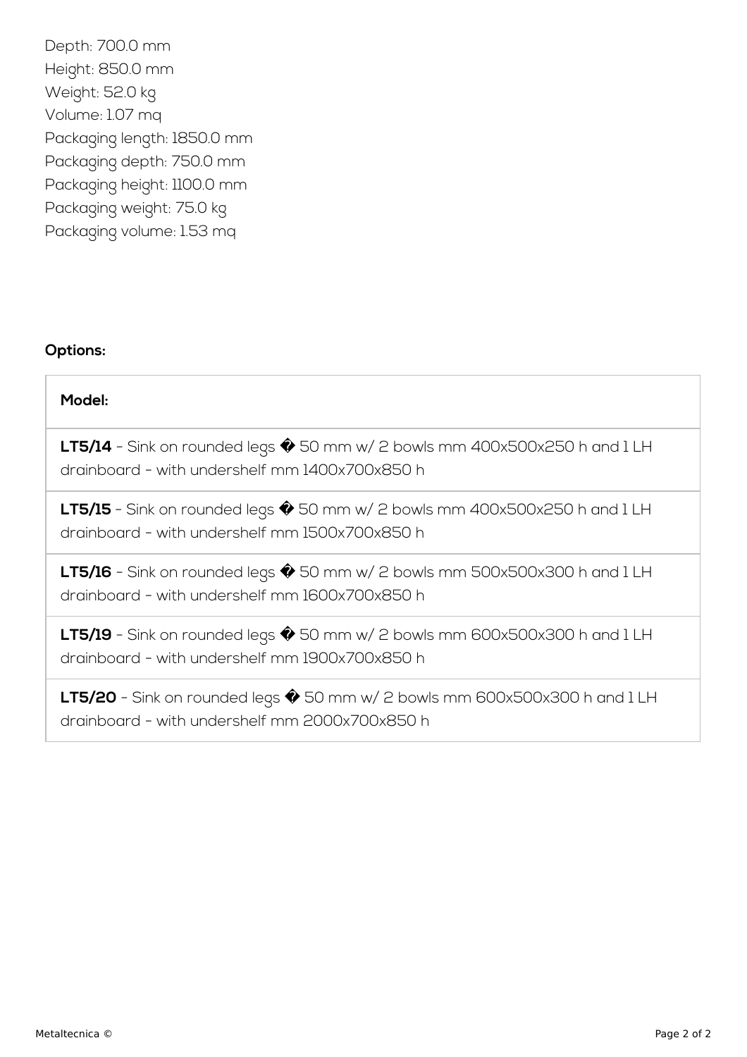Depth: 700.0 mm
Height: 850.0 mm
Weight: 52.0 kg
Volume: 1.07 mq
Packaging length: 1850.0 mm
Packaging depth: 750.0 mm
Packaging height: 1100.0 mm
Packaging weight: 75.0 kg
Packaging volume: 1.53 mq

**Options:**

| **Model:** |
| --- |
| **LT5/14** - Sink on rounded legs � 50 mm w/ 2 bowls mm 400x500x250 h and 1 LH drainboard - with undershelf mm 1400x700x850 h |
| **LT5/15** - Sink on rounded legs � 50 mm w/ 2 bowls mm 400x500x250 h and 1 LH drainboard - with undershelf mm 1500x700x850 h |
| **LT5/16** - Sink on rounded legs � 50 mm w/ 2 bowls mm 500x500x300 h and 1 LH drainboard - with undershelf mm 1600x700x850 h |
| **LT5/19** - Sink on rounded legs � 50 mm w/ 2 bowls mm 600x500x300 h and 1 LH drainboard - with undershelf mm 1900x700x850 h |
| **LT5/20** - Sink on rounded legs � 50 mm w/ 2 bowls mm 600x500x300 h and 1 LH drainboard - with undershelf mm 2000x700x850 h |

Metaltecnica ©